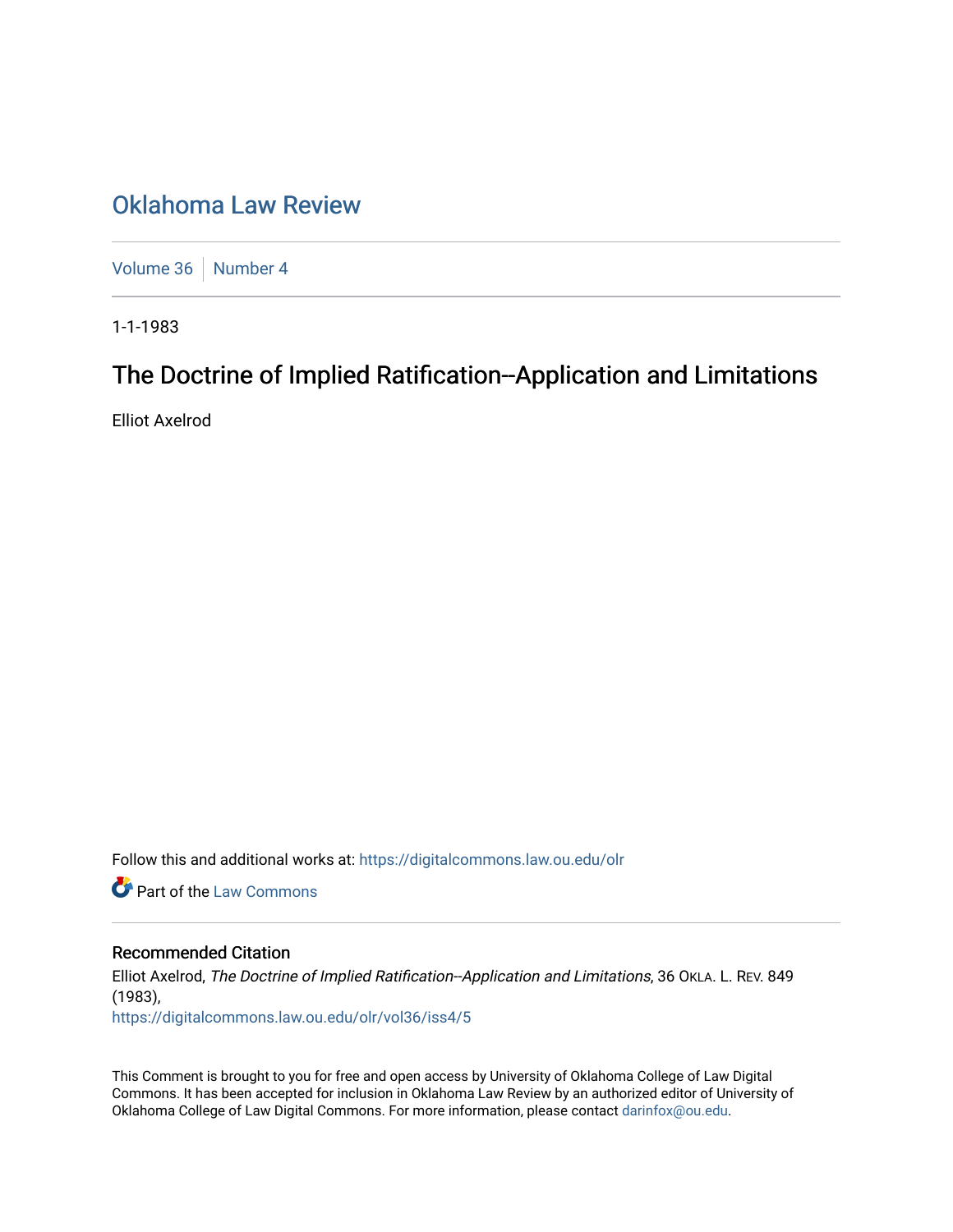# Oklahoma Law Review

Volume 36 | Number 4

1-1-1983

## The Doctrine of Implied Ratification--Application and Limitations

Elliot Axelrod

Follow this and additional works at: https://digitalcommons.law.ou.edu/olr

Part of the Law Commons

### Recommended Citation

Elliot Axelrod, *The Doctrine of Implied Ratification--Application and Limitations*, 36 OKLA. L. REV. 849 (1983),
https://digitalcommons.law.ou.edu/olr/vol36/iss4/5

This Comment is brought to you for free and open access by University of Oklahoma College of Law Digital Commons. It has been accepted for inclusion in Oklahoma Law Review by an authorized editor of University of Oklahoma College of Law Digital Commons. For more information, please contact darinfox@ou.edu.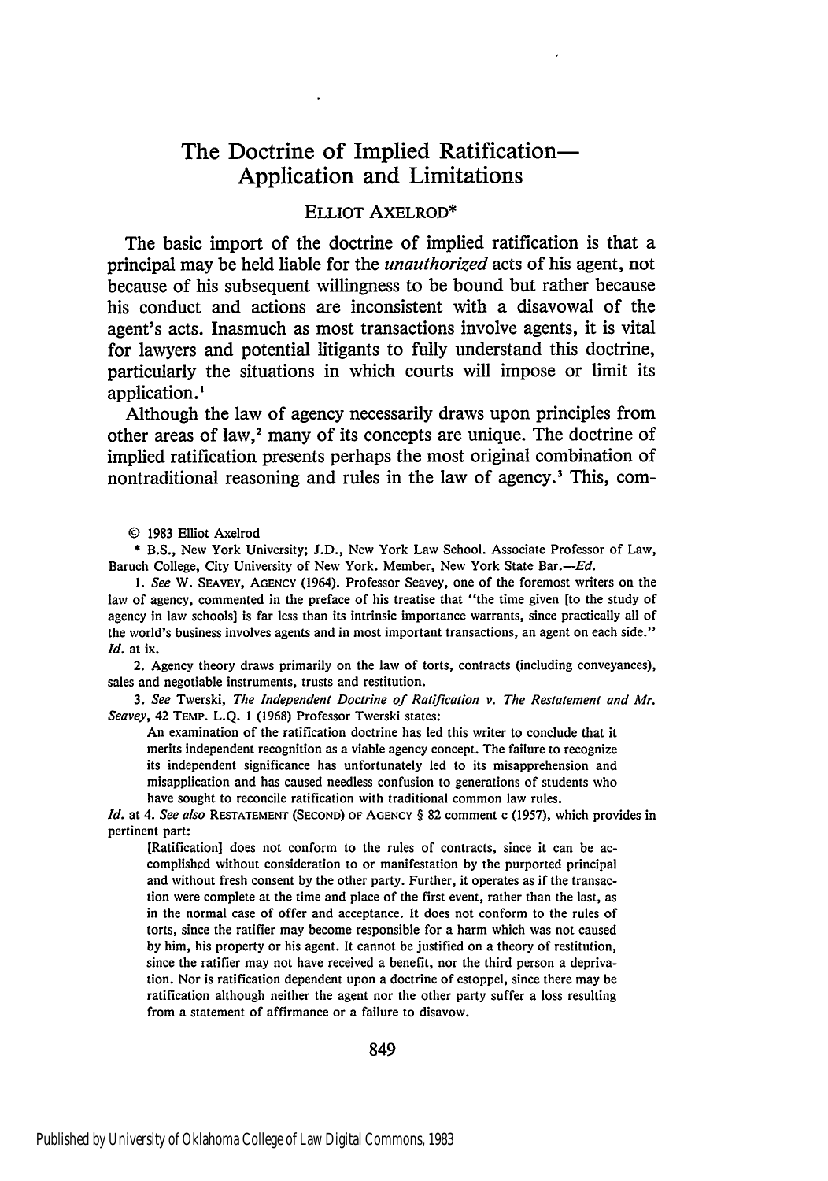# The Doctrine of Implied Ratification—Application and Limitations

ELLIOT AXELROD*

The basic import of the doctrine of implied ratification is that a principal may be held liable for the *unauthorized* acts of his agent, not because of his subsequent willingness to be bound but rather because his conduct and actions are inconsistent with a disavowal of the agent's acts. Inasmuch as most transactions involve agents, it is vital for lawyers and potential litigants to fully understand this doctrine, particularly the situations in which courts will impose or limit its application.[1]

Although the law of agency necessarily draws upon principles from other areas of law,[2] many of its concepts are unique. The doctrine of implied ratification presents perhaps the most original combination of nontraditional reasoning and rules in the law of agency.[3] This, com-

© 1983 Elliot Axelrod

\* B.S., New York University; J.D., New York Law School. Associate Professor of Law, Baruch College, City University of New York. Member, New York State Bar.—*Ed.*

1. *See* W. SEAVEY, AGENCY (1964). Professor Seavey, one of the foremost writers on the law of agency, commented in the preface of his treatise that "the time given [to the study of agency in law schools] is far less than its intrinsic importance warrants, since practically all of the world's business involves agents and in most important transactions, an agent on each side." *Id.* at ix.

2. Agency theory draws primarily on the law of torts, contracts (including conveyances), sales and negotiable instruments, trusts and restitution.

3. *See* Twerski, *The Independent Doctrine of Ratification v. The Restatement and Mr. Seavey*, 42 TEMP. L.Q. 1 (1968) Professor Twerski states:

> An examination of the ratification doctrine has led this writer to conclude that it merits independent recognition as a viable agency concept. The failure to recognize its independent significance has unfortunately led to its misapprehension and misapplication and has caused needless confusion to generations of students who have sought to reconcile ratification with traditional common law rules.

*Id.* at 4. *See also* RESTATEMENT (SECOND) OF AGENCY § 82 comment c (1957), which provides in pertinent part:

> [Ratification] does not conform to the rules of contracts, since it can be accomplished without consideration to or manifestation by the purported principal and without fresh consent by the other party. Further, it operates as if the transaction were complete at the time and place of the first event, rather than the last, as in the normal case of offer and acceptance. It does not conform to the rules of torts, since the ratifier may become responsible for a harm which was not caused by him, his property or his agent. It cannot be justified on a theory of restitution, since the ratifier may not have received a benefit, nor the third person a deprivation. Nor is ratification dependent upon a doctrine of estoppel, since there may be ratification although neither the agent nor the other party suffer a loss resulting from a statement of affirmance or a failure to disavow.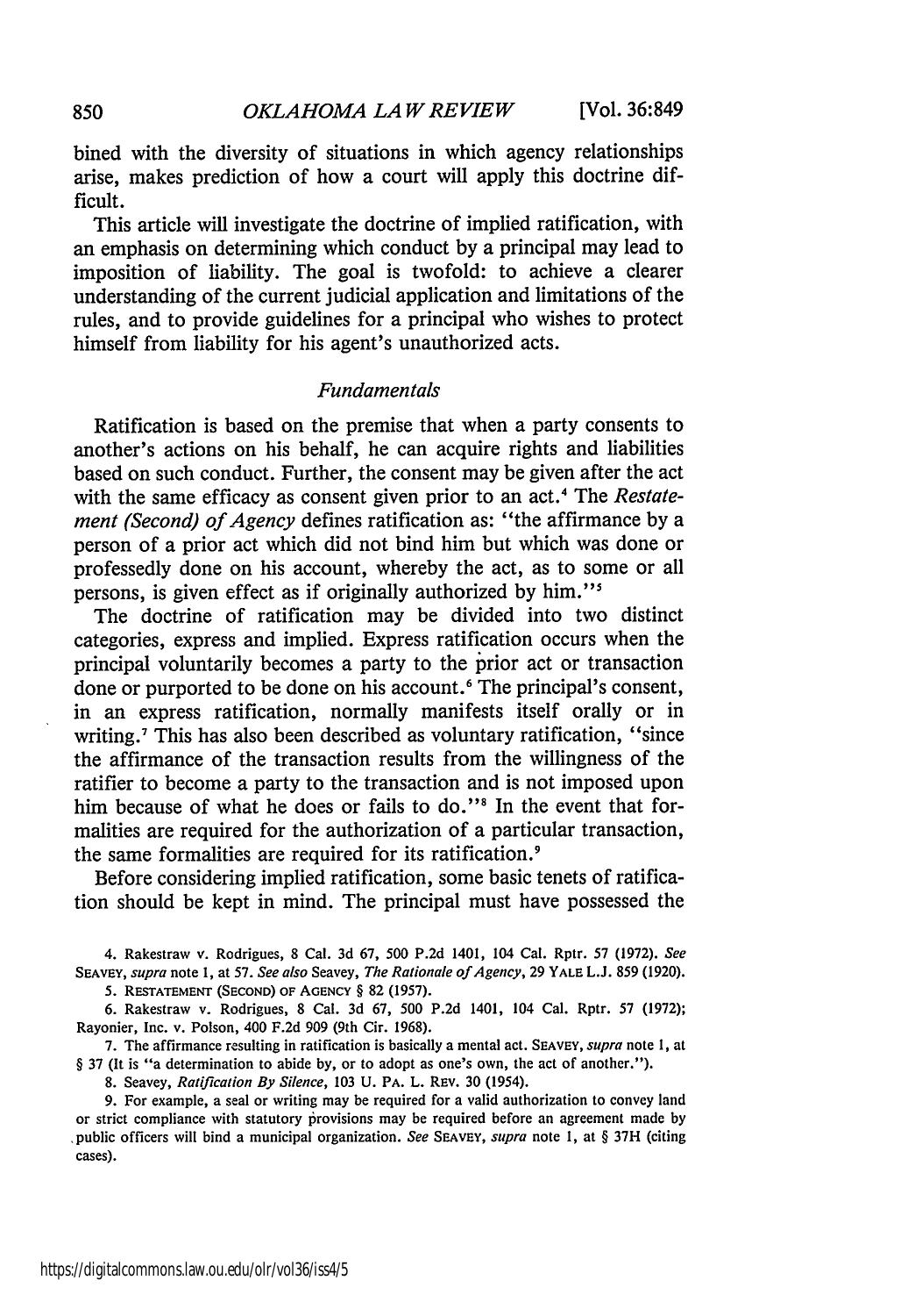bined with the diversity of situations in which agency relationships arise, makes prediction of how a court will apply this doctrine difficult.

This article will investigate the doctrine of implied ratification, with an emphasis on determining which conduct by a principal may lead to imposition of liability. The goal is twofold: to achieve a clearer understanding of the current judicial application and limitations of the rules, and to provide guidelines for a principal who wishes to protect himself from liability for his agent's unauthorized acts.

### *Fundamentals*

Ratification is based on the premise that when a party consents to another's actions on his behalf, he can acquire rights and liabilities based on such conduct. Further, the consent may be given after the act with the same efficacy as consent given prior to an act.[4] The *Restatement (Second) of Agency* defines ratification as: "the affirmance by a person of a prior act which did not bind him but which was done or professedly done on his account, whereby the act, as to some or all persons, is given effect as if originally authorized by him."[5]

The doctrine of ratification may be divided into two distinct categories, express and implied. Express ratification occurs when the principal voluntarily becomes a party to the prior act or transaction done or purported to be done on his account.[6] The principal's consent, in an express ratification, normally manifests itself orally or in writing.[7] This has also been described as voluntary ratification, "since the affirmance of the transaction results from the willingness of the ratifier to become a party to the transaction and is not imposed upon him because of what he does or fails to do."[8] In the event that formalities are required for the authorization of a particular transaction, the same formalities are required for its ratification.[9]

Before considering implied ratification, some basic tenets of ratification should be kept in mind. The principal must have possessed the

4. Rakestraw v. Rodrigues, 8 Cal. 3d 67, 500 P.2d 1401, 104 Cal. Rptr. 57 (1972). *See* SEAVEY, *supra* note 1, at 57. *See also* Seavey, *The Rationale of Agency*, 29 YALE L.J. 859 (1920).

5. RESTATEMENT (SECOND) OF AGENCY § 82 (1957).

6. Rakestraw v. Rodrigues, 8 Cal. 3d 67, 500 P.2d 1401, 104 Cal. Rptr. 57 (1972); Rayonier, Inc. v. Polson, 400 F.2d 909 (9th Cir. 1968).

7. The affirmance resulting in ratification is basically a mental act. SEAVEY, *supra* note 1, at § 37 (It is "a determination to abide by, or to adopt as one's own, the act of another.").

8. Seavey, *Ratification By Silence*, 103 U. PA. L. REV. 30 (1954).

9. For example, a seal or writing may be required for a valid authorization to convey land or strict compliance with statutory provisions may be required before an agreement made by public officers will bind a municipal organization. *See* SEAVEY, *supra* note 1, at § 37H (citing cases).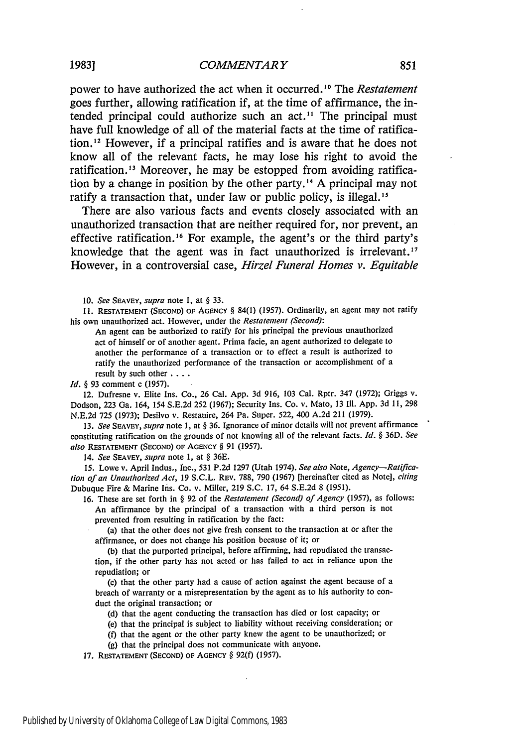power to have authorized the act when it occurred.[10] The *Restatement* goes further, allowing ratification if, at the time of affirmance, the intended principal could authorize such an act.[11] The principal must have full knowledge of all of the material facts at the time of ratification.[12] However, if a principal ratifies and is aware that he does not know all of the relevant facts, he may lose his right to avoid the ratification.[13] Moreover, he may be estopped from avoiding ratification by a change in position by the other party.[14] A principal may not ratify a transaction that, under law or public policy, is illegal.[15]

There are also various facts and events closely associated with an unauthorized transaction that are neither required for, nor prevent, an effective ratification.[16] For example, the agent's or the third party's knowledge that the agent was in fact unauthorized is irrelevant.[17] However, in a controversial case, *Hirzel Funeral Homes v. Equitable*

---

10. *See* SEAVEY, *supra* note 1, at § 33.

11. RESTATEMENT (SECOND) OF AGENCY § 84(1) (1957). Ordinarily, an agent may not ratify his own unauthorized act. However, under the *Restatement (Second)*:

> An agent can be authorized to ratify for his principal the previous unauthorized act of himself or of another agent. Prima facie, an agent authorized to delegate to another the performance of a transaction or to effect a result is authorized to ratify the unauthorized performance of the transaction or accomplishment of a result by such other . . . .

*Id.* § 93 comment c (1957).

12. Dufresne v. Elite Ins. Co., 26 Cal. App. 3d 916, 103 Cal. Rptr. 347 (1972); Griggs v. Dodson, 223 Ga. 164, 154 S.E.2d 252 (1967); Security Ins. Co. v. Mato, 13 Ill. App. 3d 11, 298 N.E.2d 725 (1973); Desilvo v. Restauire, 264 Pa. Super. 522, 400 A.2d 211 (1979).

13. *See* SEAVEY, *supra* note 1, at § 36. Ignorance of minor details will not prevent affirmance constituting ratification on the grounds of not knowing all of the relevant facts. *Id.* § 36D. *See also* RESTATEMENT (SECOND) OF AGENCY § 91 (1957).

14. *See* SEAVEY, *supra* note 1, at § 36E.

15. Lowe v. April Indus., Inc., 531 P.2d 1297 (Utah 1974). *See also* Note, *Agency—Ratification of an Unauthorized Act*, 19 S.C.L. REV. 788, 790 (1967) [hereinafter cited as Note], *citing* Dubuque Fire & Marine Ins. Co. v. Miller, 219 S.C. 17, 64 S.E.2d 8 (1951).

16. These are set forth in § 92 of the *Restatement (Second) of Agency* (1957), as follows:

> An affirmance by the principal of a transaction with a third person is not prevented from resulting in ratification by the fact:
>
> (a) that the other does not give fresh consent to the transaction at or after the affirmance, or does not change his position because of it; or
>
> (b) that the purported principal, before affirming, had repudiated the transaction, if the other party has not acted or has failed to act in reliance upon the repudiation; or
>
> (c) that the other party had a cause of action against the agent because of a breach of warranty or a misrepresentation by the agent as to his authority to conduct the original transaction; or
>
> (d) that the agent conducting the transaction has died or lost capacity; or
>
> (e) that the principal is subject to liability without receiving consideration; or
>
> (f) that the agent or the other party knew the agent to be unauthorized; or
>
> (g) that the principal does not communicate with anyone.

17. RESTATEMENT (SECOND) OF AGENCY § 92(f) (1957).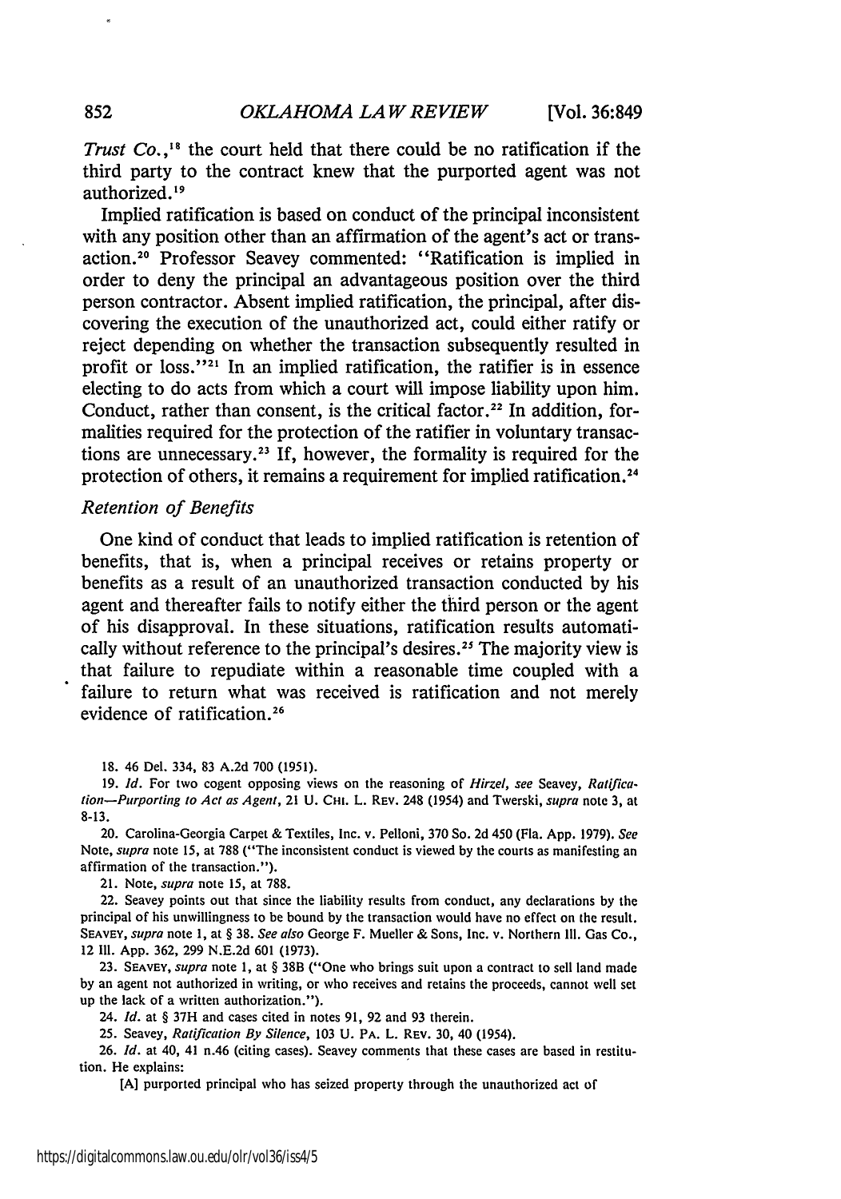*Trust Co.*,[18] the court held that there could be no ratification if the third party to the contract knew that the purported agent was not authorized.[19]

Implied ratification is based on conduct of the principal inconsistent with any position other than an affirmation of the agent's act or transaction.[20] Professor Seavey commented: "Ratification is implied in order to deny the principal an advantageous position over the third person contractor. Absent implied ratification, the principal, after discovering the execution of the unauthorized act, could either ratify or reject depending on whether the transaction subsequently resulted in profit or loss."[21] In an implied ratification, the ratifier is in essence electing to do acts from which a court will impose liability upon him. Conduct, rather than consent, is the critical factor.[22] In addition, formalities required for the protection of the ratifier in voluntary transactions are unnecessary.[23] If, however, the formality is required for the protection of others, it remains a requirement for implied ratification.[24]

### *Retention of Benefits*

One kind of conduct that leads to implied ratification is retention of benefits, that is, when a principal receives or retains property or benefits as a result of an unauthorized transaction conducted by his agent and thereafter fails to notify either the third person or the agent of his disapproval. In these situations, ratification results automatically without reference to the principal's desires.[25] The majority view is that failure to repudiate within a reasonable time coupled with a failure to return what was received is ratification and not merely evidence of ratification.[26]

---

18. 46 Del. 334, 83 A.2d 700 (1951).

19. *Id.* For two cogent opposing views on the reasoning of *Hirzel*, *see* Seavey, *Ratification—Purporting to Act as Agent*, 21 U. CHI. L. REV. 248 (1954) and Twerski, *supra* note 3, at 8-13.

20. Carolina-Georgia Carpet & Textiles, Inc. v. Pelloni, 370 So. 2d 450 (Fla. App. 1979). *See* Note, *supra* note 15, at 788 ("The inconsistent conduct is viewed by the courts as manifesting an affirmation of the transaction.").

21. Note, *supra* note 15, at 788.

22. Seavey points out that since the liability results from conduct, any declarations by the principal of his unwillingness to be bound by the transaction would have no effect on the result. SEAVEY, *supra* note 1, at § 38. *See also* George F. Mueller & Sons, Inc. v. Northern Ill. Gas Co., 12 Ill. App. 362, 299 N.E.2d 601 (1973).

23. SEAVEY, *supra* note 1, at § 38B ("One who brings suit upon a contract to sell land made by an agent not authorized in writing, or who receives and retains the proceeds, cannot well set up the lack of a written authorization.").

24. *Id.* at § 37H and cases cited in notes 91, 92 and 93 therein.

25. Seavey, *Ratification By Silence*, 103 U. PA. L. REV. 30, 40 (1954).

26. *Id.* at 40, 41 n.46 (citing cases). Seavey comments that these cases are based in restitution. He explains:

> [A] purported principal who has seized property through the unauthorized act of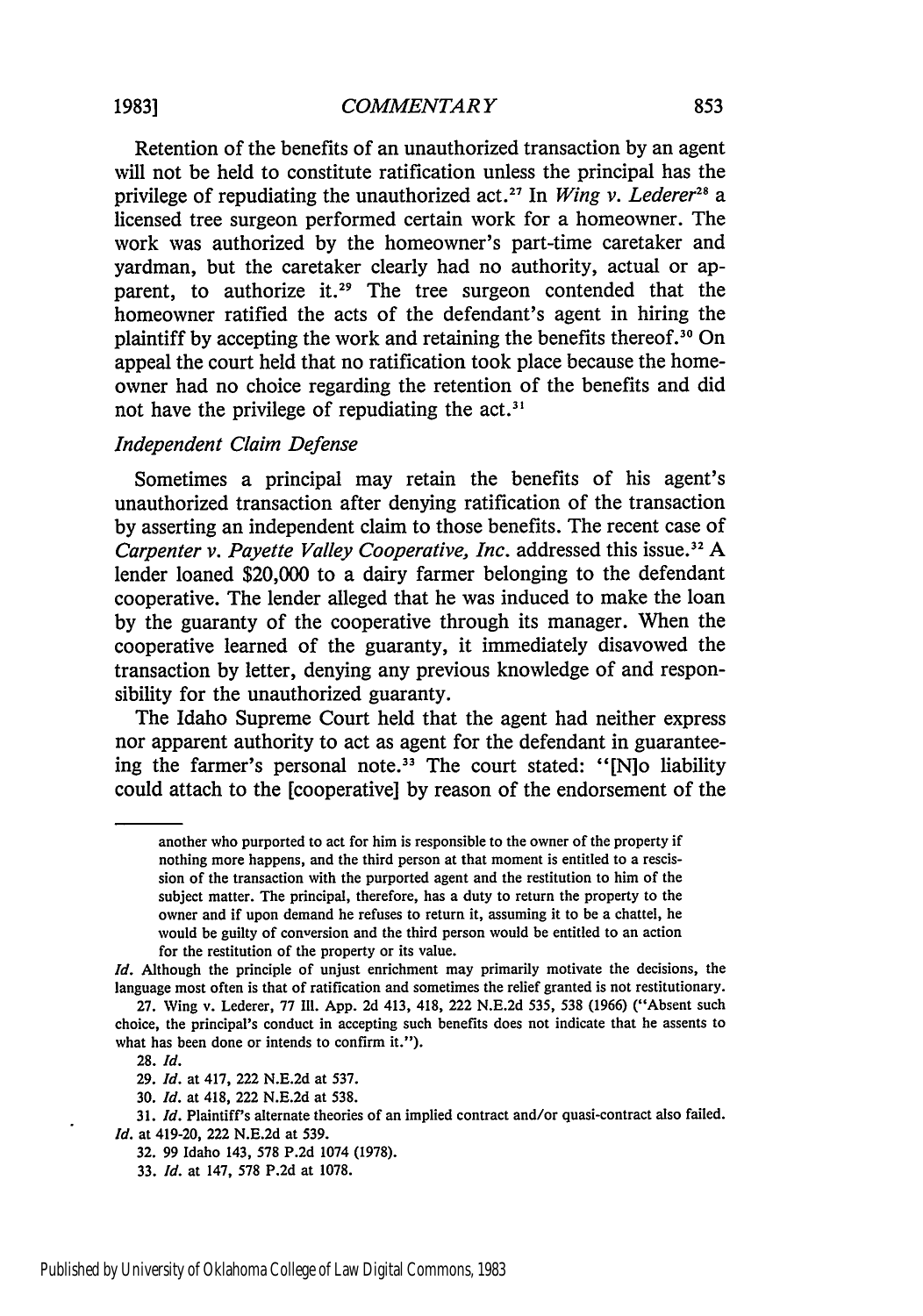Retention of the benefits of an unauthorized transaction by an agent will not be held to constitute ratification unless the principal has the privilege of repudiating the unauthorized act.[27] In *Wing v. Lederer*[28] a licensed tree surgeon performed certain work for a homeowner. The work was authorized by the homeowner's part-time caretaker and yardman, but the caretaker clearly had no authority, actual or apparent, to authorize it.[29] The tree surgeon contended that the homeowner ratified the acts of the defendant's agent in hiring the plaintiff by accepting the work and retaining the benefits thereof.[30] On appeal the court held that no ratification took place because the homeowner had no choice regarding the retention of the benefits and did not have the privilege of repudiating the act.[31]

*Independent Claim Defense*

Sometimes a principal may retain the benefits of his agent's unauthorized transaction after denying ratification of the transaction by asserting an independent claim to those benefits. The recent case of *Carpenter v. Payette Valley Cooperative, Inc.* addressed this issue.[32] A lender loaned $20,000 to a dairy farmer belonging to the defendant cooperative. The lender alleged that he was induced to make the loan by the guaranty of the cooperative through its manager. When the cooperative learned of the guaranty, it immediately disavowed the transaction by letter, denying any previous knowledge of and responsibility for the unauthorized guaranty.

The Idaho Supreme Court held that the agent had neither express nor apparent authority to act as agent for the defendant in guaranteeing the farmer's personal note.[33] The court stated: "[N]o liability could attach to the [cooperative] by reason of the endorsement of the

---

> another who purported to act for him is responsible to the owner of the property if nothing more happens, and the third person at that moment is entitled to a rescission of the transaction with the purported agent and the restitution to him of the subject matter. The principal, therefore, has a duty to return the property to the owner and if upon demand he refuses to return it, assuming it to be a chattel, he would be guilty of conversion and the third person would be entitled to an action for the restitution of the property or its value.

*Id.* Although the principle of unjust enrichment may primarily motivate the decisions, the language most often is that of ratification and sometimes the relief granted is not restitutionary.

27. Wing v. Lederer, 77 Ill. App. 2d 413, 418, 222 N.E.2d 535, 538 (1966) ("Absent such choice, the principal's conduct in accepting such benefits does not indicate that he assents to what has been done or intends to confirm it.").

28. *Id.*

29. *Id.* at 417, 222 N.E.2d at 537.

30. *Id.* at 418, 222 N.E.2d at 538.

31. *Id.* Plaintiff's alternate theories of an implied contract and/or quasi-contract also failed. *Id.* at 419-20, 222 N.E.2d at 539.

32. 99 Idaho 143, 578 P.2d 1074 (1978).

33. *Id.* at 147, 578 P.2d at 1078.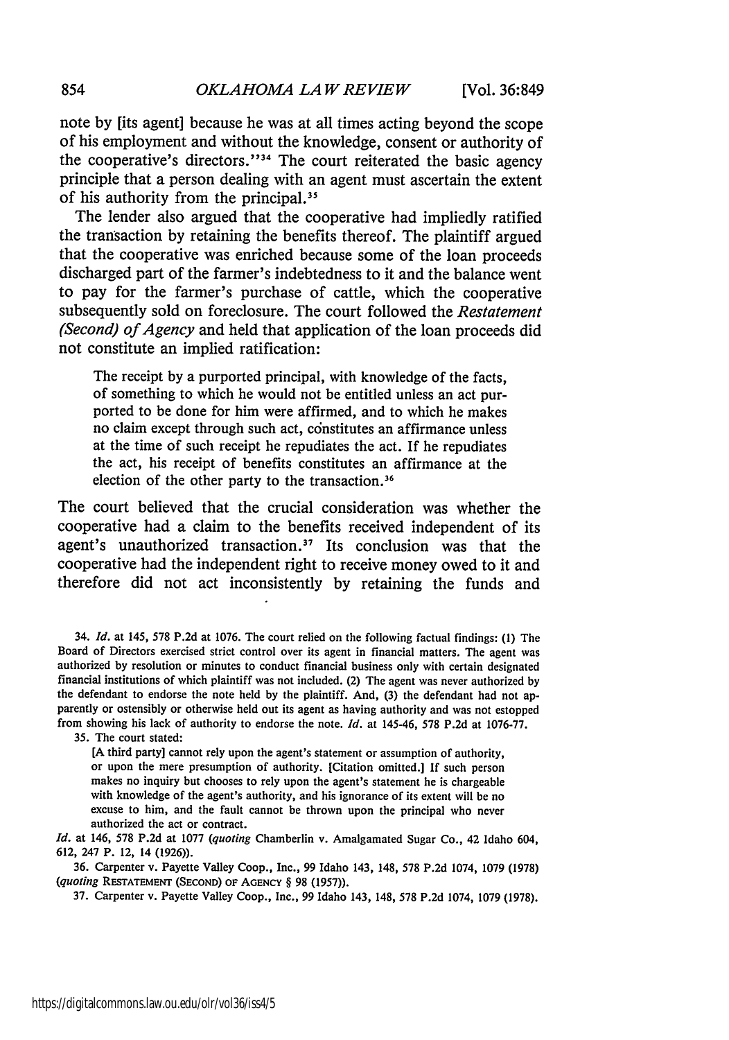note by [its agent] because he was at all times acting beyond the scope of his employment and without the knowledge, consent or authority of the cooperative's directors."[34] The court reiterated the basic agency principle that a person dealing with an agent must ascertain the extent of his authority from the principal.[35]

The lender also argued that the cooperative had impliedly ratified the transaction by retaining the benefits thereof. The plaintiff argued that the cooperative was enriched because some of the loan proceeds discharged part of the farmer's indebtedness to it and the balance went to pay for the farmer's purchase of cattle, which the cooperative subsequently sold on foreclosure. The court followed the *Restatement (Second) of Agency* and held that application of the loan proceeds did not constitute an implied ratification:

> The receipt by a purported principal, with knowledge of the facts, of something to which he would not be entitled unless an act purported to be done for him were affirmed, and to which he makes no claim except through such act, constitutes an affirmance unless at the time of such receipt he repudiates the act. If he repudiates the act, his receipt of benefits constitutes an affirmance at the election of the other party to the transaction.[36]

The court believed that the crucial consideration was whether the cooperative had a claim to the benefits received independent of its agent's unauthorized transaction.[37] Its conclusion was that the cooperative had the independent right to receive money owed to it and therefore did not act inconsistently by retaining the funds and

---

34. *Id.* at 145, 578 P.2d at 1076. The court relied on the following factual findings: (1) The Board of Directors exercised strict control over its agent in financial matters. The agent was authorized by resolution or minutes to conduct financial business only with certain designated financial institutions of which plaintiff was not included. (2) The agent was never authorized by the defendant to endorse the note held by the plaintiff. And, (3) the defendant had not apparently or ostensibly or otherwise held out its agent as having authority and was not estopped from showing his lack of authority to endorse the note. *Id.* at 145-46, 578 P.2d at 1076-77.

35. The court stated:

> [A third party] cannot rely upon the agent's statement or assumption of authority, or upon the mere presumption of authority. [Citation omitted.] If such person makes no inquiry but chooses to rely upon the agent's statement he is chargeable with knowledge of the agent's authority, and his ignorance of its extent will be no excuse to him, and the fault cannot be thrown upon the principal who never authorized the act or contract.

*Id.* at 146, 578 P.2d at 1077 (*quoting* Chamberlin v. Amalgamated Sugar Co., 42 Idaho 604, 612, 247 P. 12, 14 (1926)).

36. Carpenter v. Payette Valley Coop., Inc., 99 Idaho 143, 148, 578 P.2d 1074, 1079 (1978) (*quoting* RESTATEMENT (SECOND) OF AGENCY § 98 (1957)).

37. Carpenter v. Payette Valley Coop., Inc., 99 Idaho 143, 148, 578 P.2d 1074, 1079 (1978).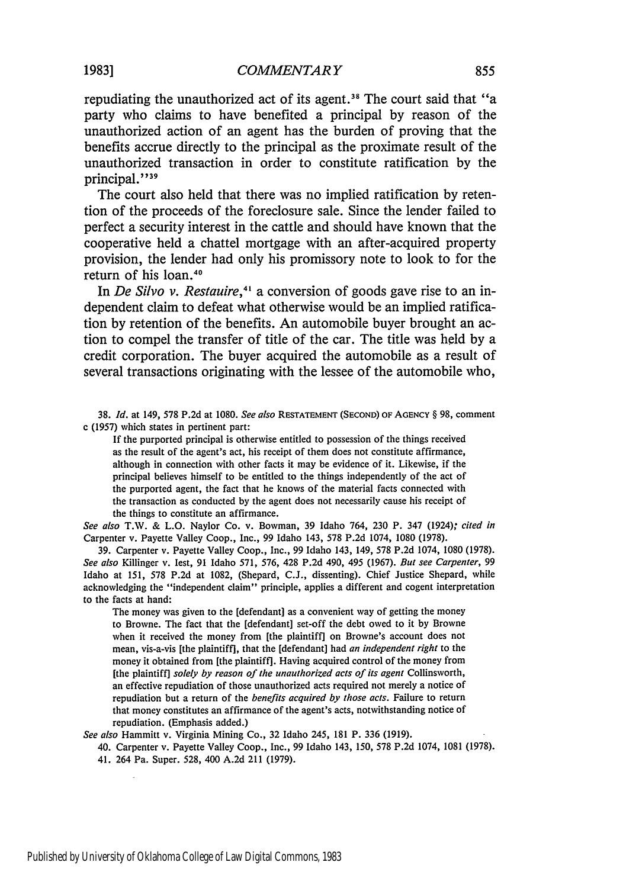repudiating the unauthorized act of its agent.[38] The court said that "a party who claims to have benefited a principal by reason of the unauthorized action of an agent has the burden of proving that the benefits accrue directly to the principal as the proximate result of the unauthorized transaction in order to constitute ratification by the principal."[39]

The court also held that there was no implied ratification by retention of the proceeds of the foreclosure sale. Since the lender failed to perfect a security interest in the cattle and should have known that the cooperative held a chattel mortgage with an after-acquired property provision, the lender had only his promissory note to look to for the return of his loan.[40]

In *De Silvo v. Restauire*,[41] a conversion of goods gave rise to an independent claim to defeat what otherwise would be an implied ratification by retention of the benefits. An automobile buyer brought an action to compel the transfer of title of the car. The title was held by a credit corporation. The buyer acquired the automobile as a result of several transactions originating with the lessee of the automobile who,

---

38. *Id.* at 149, 578 P.2d at 1080. *See also* RESTATEMENT (SECOND) OF AGENCY § 98, comment c (1957) which states in pertinent part:

> If the purported principal is otherwise entitled to possession of the things received as the result of the agent's act, his receipt of them does not constitute affirmance, although in connection with other facts it may be evidence of it. Likewise, if the principal believes himself to be entitled to the things independently of the act of the purported agent, the fact that he knows of the material facts connected with the transaction as conducted by the agent does not necessarily cause his receipt of the things to constitute an affirmance.

*See also* T.W. & L.O. Naylor Co. v. Bowman, 39 Idaho 764, 230 P. 347 (1924); *cited in* Carpenter v. Payette Valley Coop., Inc., 99 Idaho 143, 578 P.2d 1074, 1080 (1978).

39. Carpenter v. Payette Valley Coop., Inc., 99 Idaho 143, 149, 578 P.2d 1074, 1080 (1978). *See also* Killinger v. Iest, 91 Idaho 571, 576, 428 P.2d 490, 495 (1967). *But see Carpenter*, 99 Idaho at 151, 578 P.2d at 1082, (Shepard, C.J., dissenting). Chief Justice Shepard, while acknowledging the "independent claim" principle, applies a different and cogent interpretation to the facts at hand:

> The money was given to the [defendant] as a convenient way of getting the money to Browne. The fact that the [defendant] set-off the debt owed to it by Browne when it received the money from [the plaintiff] on Browne's account does not mean, vis-a-vis [the plaintiff], that the [defendant] had *an independent right* to the money it obtained from [the plaintiff]. Having acquired control of the money from [the plaintiff] *solely by reason of the unauthorized acts of its agent* Collinsworth, an effective repudiation of those unauthorized acts required not merely a notice of repudiation but a return of the *benefits acquired by those acts*. Failure to return that money constitutes an affirmance of the agent's acts, notwithstanding notice of repudiation. (Emphasis added.)

*See also* Hammitt v. Virginia Mining Co., 32 Idaho 245, 181 P. 336 (1919).

40. Carpenter v. Payette Valley Coop., Inc., 99 Idaho 143, 150, 578 P.2d 1074, 1081 (1978).

41. 264 Pa. Super. 528, 400 A.2d 211 (1979).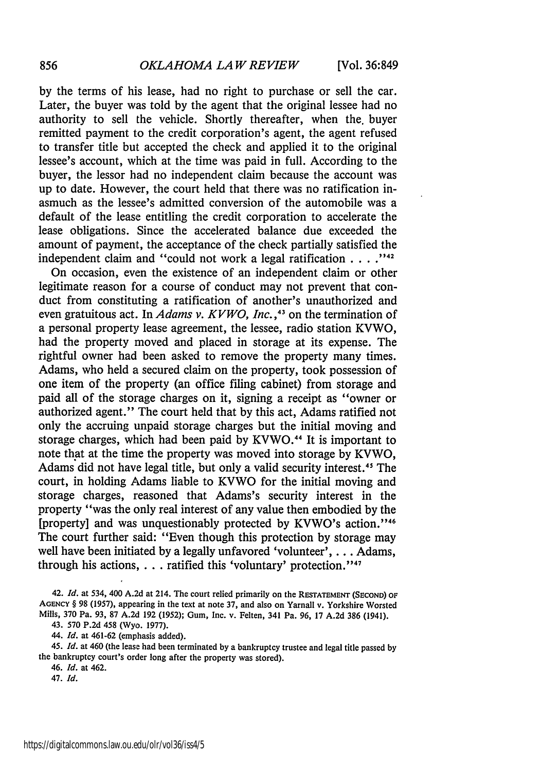by the terms of his lease, had no right to purchase or sell the car. Later, the buyer was told by the agent that the original lessee had no authority to sell the vehicle. Shortly thereafter, when the buyer remitted payment to the credit corporation's agent, the agent refused to transfer title but accepted the check and applied it to the original lessee's account, which at the time was paid in full. According to the buyer, the lessor had no independent claim because the account was up to date. However, the court held that there was no ratification inasmuch as the lessee's admitted conversion of the automobile was a default of the lease entitling the credit corporation to accelerate the lease obligations. Since the accelerated balance due exceeded the amount of payment, the acceptance of the check partially satisfied the independent claim and "could not work a legal ratification . . . ."[42]

On occasion, even the existence of an independent claim or other legitimate reason for a course of conduct may not prevent that conduct from constituting a ratification of another's unauthorized and even gratuitous act. In *Adams v. KVWO, Inc.*,[43] on the termination of a personal property lease agreement, the lessee, radio station KVWO, had the property moved and placed in storage at its expense. The rightful owner had been asked to remove the property many times. Adams, who held a secured claim on the property, took possession of one item of the property (an office filing cabinet) from storage and paid all of the storage charges on it, signing a receipt as "owner or authorized agent." The court held that by this act, Adams ratified not only the accruing unpaid storage charges but the initial moving and storage charges, which had been paid by KVWO.[44] It is important to note that at the time the property was moved into storage by KVWO, Adams did not have legal title, but only a valid security interest.[45] The court, in holding Adams liable to KVWO for the initial moving and storage charges, reasoned that Adams's security interest in the property "was the only real interest of any value then embodied by the [property] and was unquestionably protected by KVWO's action."[46] The court further said: "Even though this protection by storage may well have been initiated by a legally unfavored 'volunteer', . . . Adams, through his actions, . . . ratified this 'voluntary' protection."[47]

42. *Id.* at 534, 400 A.2d at 214. The court relied primarily on the RESTATEMENT (SECOND) OF AGENCY § 98 (1957), appearing in the text at note 37, and also on Yarnall v. Yorkshire Worsted Mills, 370 Pa. 93, 87 A.2d 192 (1952); Gum, Inc. v. Felten, 341 Pa. 96, 17 A.2d 386 (1941).

43. 570 P.2d 458 (Wyo. 1977).

44. *Id.* at 461-62 (emphasis added).

45. *Id.* at 460 (the lease had been terminated by a bankruptcy trustee and legal title passed by the bankruptcy court's order long after the property was stored).

46. *Id.* at 462.

47. *Id.*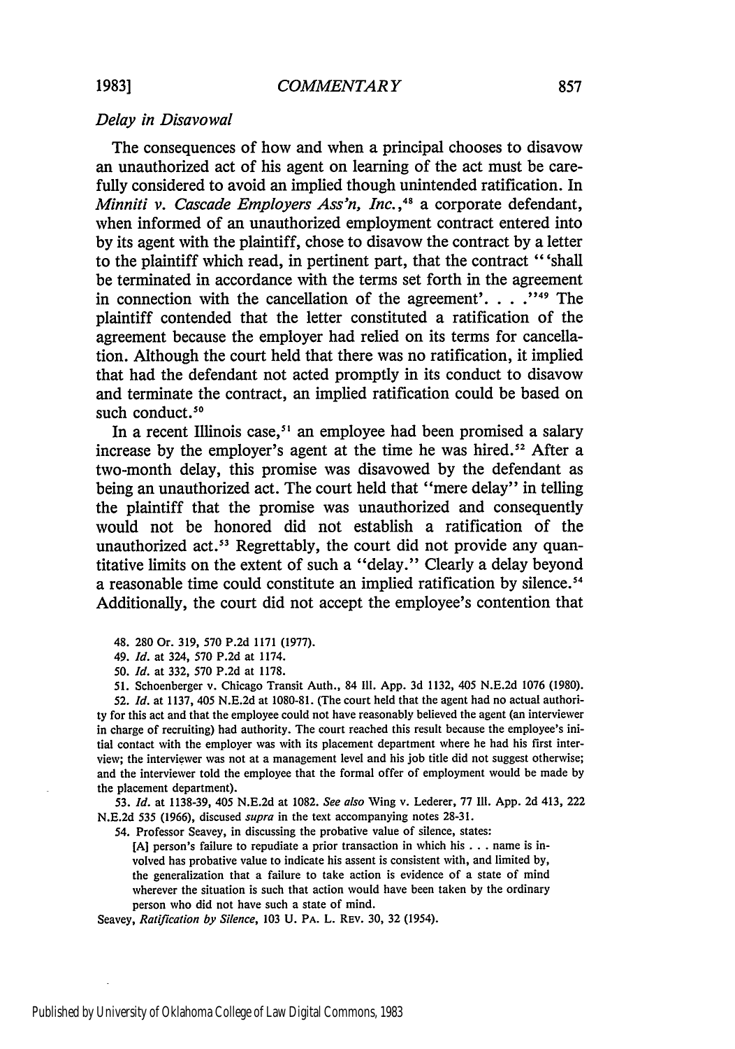*Delay in Disavowal*

The consequences of how and when a principal chooses to disavow an unauthorized act of his agent on learning of the act must be carefully considered to avoid an implied though unintended ratification. In *Minniti v. Cascade Employers Ass'n, Inc.*,[48] a corporate defendant, when informed of an unauthorized employment contract entered into by its agent with the plaintiff, chose to disavow the contract by a letter to the plaintiff which read, in pertinent part, that the contract "'shall be terminated in accordance with the terms set forth in the agreement in connection with the cancellation of the agreement'. . . ."[49] The plaintiff contended that the letter constituted a ratification of the agreement because the employer had relied on its terms for cancellation. Although the court held that there was no ratification, it implied that had the defendant not acted promptly in its conduct to disavow and terminate the contract, an implied ratification could be based on such conduct.[50]

In a recent Illinois case,[51] an employee had been promised a salary increase by the employer's agent at the time he was hired.[52] After a two-month delay, this promise was disavowed by the defendant as being an unauthorized act. The court held that "mere delay" in telling the plaintiff that the promise was unauthorized and consequently would not be honored did not establish a ratification of the unauthorized act.[53] Regrettably, the court did not provide any quantitative limits on the extent of such a "delay." Clearly a delay beyond a reasonable time could constitute an implied ratification by silence.[54] Additionally, the court did not accept the employee's contention that

48. 280 Or. 319, 570 P.2d 1171 (1977).

49. *Id.* at 324, 570 P.2d at 1174.

50. *Id.* at 332, 570 P.2d at 1178.

51. Schoenberger v. Chicago Transit Auth., 84 Ill. App. 3d 1132, 405 N.E.2d 1076 (1980).

52. *Id.* at 1137, 405 N.E.2d at 1080-81. (The court held that the agent had no actual authority for this act and that the employee could not have reasonably believed the agent (an interviewer in charge of recruiting) had authority. The court reached this result because the employee's initial contact with the employer was with its placement department where he had his first interview; the interviewer was not at a management level and his job title did not suggest otherwise; and the interviewer told the employee that the formal offer of employment would be made by the placement department).

53. *Id.* at 1138-39, 405 N.E.2d at 1082. *See also* Wing v. Lederer, 77 Ill. App. 2d 413, 222 N.E.2d 535 (1966), discused *supra* in the text accompanying notes 28-31.

54. Professor Seavey, in discussing the probative value of silence, states:

> [A] person's failure to repudiate a prior transaction in which his . . . name is involved has probative value to indicate his assent is consistent with, and limited by, the generalization that a failure to take action is evidence of a state of mind wherever the situation is such that action would have been taken by the ordinary person who did not have such a state of mind.

Seavey, *Ratification by Silence*, 103 U. PA. L. REV. 30, 32 (1954).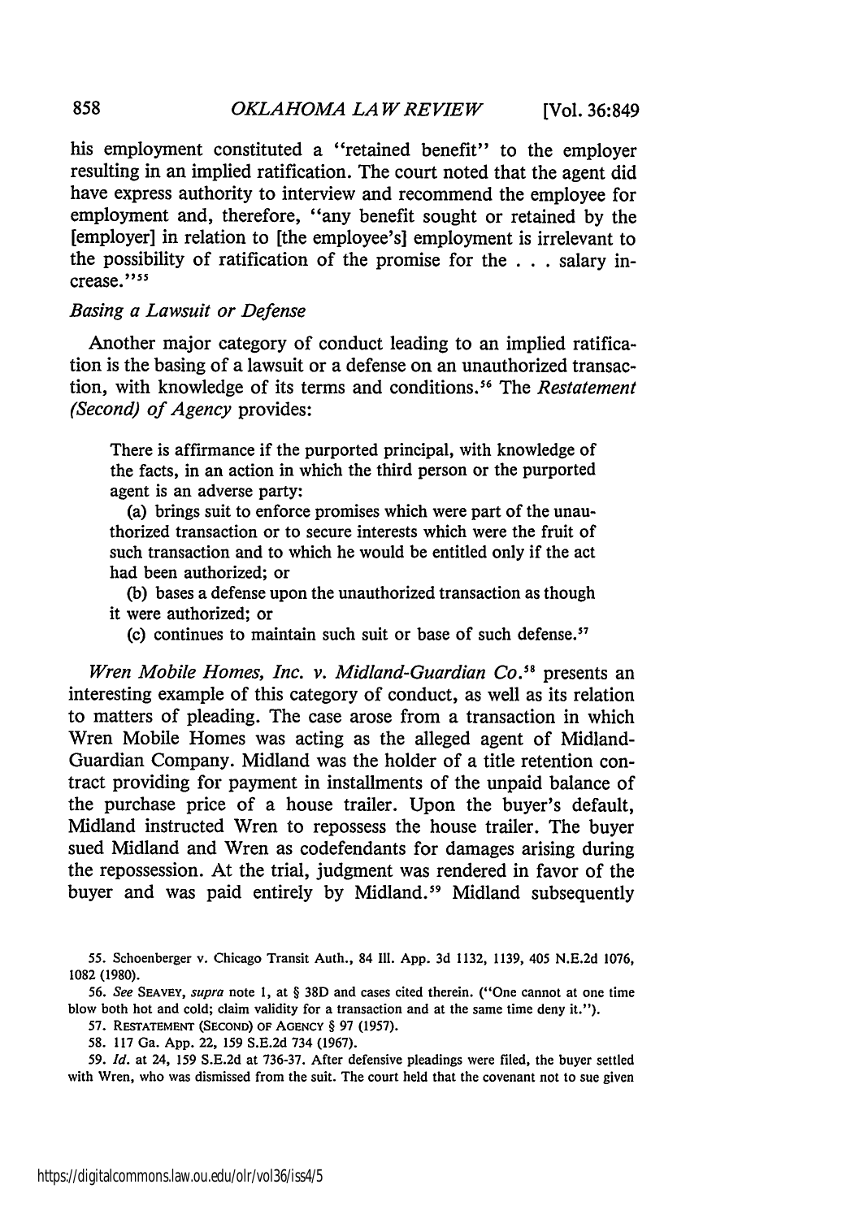his employment constituted a "retained benefit" to the employer resulting in an implied ratification. The court noted that the agent did have express authority to interview and recommend the employee for employment and, therefore, "any benefit sought or retained by the [employer] in relation to [the employee's] employment is irrelevant to the possibility of ratification of the promise for the . . . salary increase."[55]

### *Basing a Lawsuit or Defense*

Another major category of conduct leading to an implied ratification is the basing of a lawsuit or a defense on an unauthorized transaction, with knowledge of its terms and conditions.[56] The *Restatement (Second) of Agency* provides:

> There is affirmance if the purported principal, with knowledge of the facts, in an action in which the third person or the purported agent is an adverse party:
>
> (a) brings suit to enforce promises which were part of the unauthorized transaction or to secure interests which were the fruit of such transaction and to which he would be entitled only if the act had been authorized; or
>
> (b) bases a defense upon the unauthorized transaction as though it were authorized; or
>
> (c) continues to maintain such suit or base of such defense.[57]

*Wren Mobile Homes, Inc. v. Midland-Guardian Co.*[58] presents an interesting example of this category of conduct, as well as its relation to matters of pleading. The case arose from a transaction in which Wren Mobile Homes was acting as the alleged agent of Midland-Guardian Company. Midland was the holder of a title retention contract providing for payment in installments of the unpaid balance of the purchase price of a house trailer. Upon the buyer's default, Midland instructed Wren to repossess the house trailer. The buyer sued Midland and Wren as codefendants for damages arising during the repossession. At the trial, judgment was rendered in favor of the buyer and was paid entirely by Midland.[59] Midland subsequently

---

55. Schoenberger v. Chicago Transit Auth., 84 Ill. App. 3d 1132, 1139, 405 N.E.2d 1076, 1082 (1980).

56. *See* SEAVEY, *supra* note 1, at § 38D and cases cited therein. ("One cannot at one time blow both hot and cold; claim validity for a transaction and at the same time deny it.").

57. RESTATEMENT (SECOND) OF AGENCY § 97 (1957).

58. 117 Ga. App. 22, 159 S.E.2d 734 (1967).

59. *Id.* at 24, 159 S.E.2d at 736-37. After defensive pleadings were filed, the buyer settled with Wren, who was dismissed from the suit. The court held that the covenant not to sue given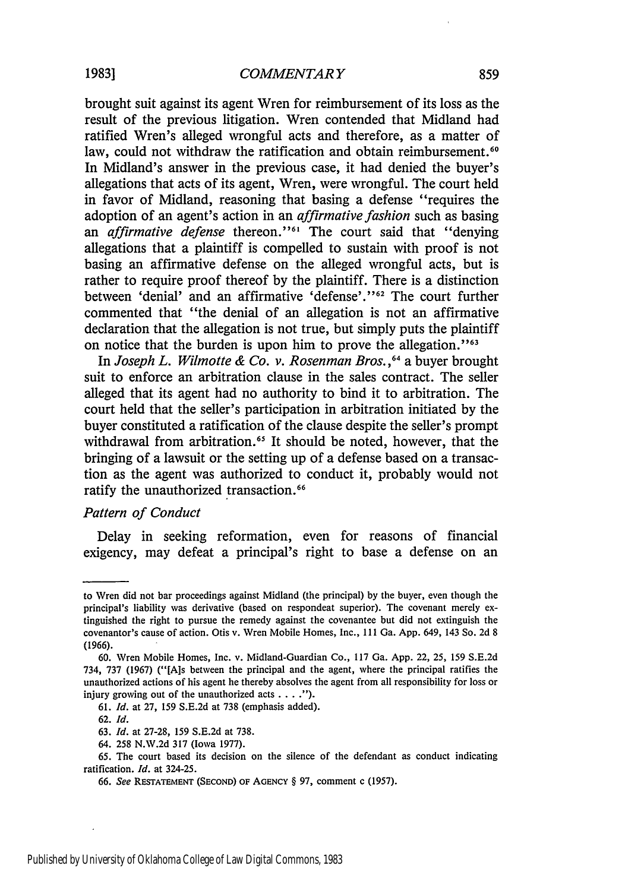brought suit against its agent Wren for reimbursement of its loss as the result of the previous litigation. Wren contended that Midland had ratified Wren's alleged wrongful acts and therefore, as a matter of law, could not withdraw the ratification and obtain reimbursement.[60] In Midland's answer in the previous case, it had denied the buyer's allegations that acts of its agent, Wren, were wrongful. The court held in favor of Midland, reasoning that basing a defense "requires the adoption of an agent's action in an *affirmative fashion* such as basing an *affirmative defense* thereon."[61] The court said that "denying allegations that a plaintiff is compelled to sustain with proof is not basing an affirmative defense on the alleged wrongful acts, but is rather to require proof thereof by the plaintiff. There is a distinction between 'denial' and an affirmative 'defense'."[62] The court further commented that "the denial of an allegation is not an affirmative declaration that the allegation is not true, but simply puts the plaintiff on notice that the burden is upon him to prove the allegation."[63]

In *Joseph L. Wilmotte & Co. v. Rosenman Bros.*,[64] a buyer brought suit to enforce an arbitration clause in the sales contract. The seller alleged that its agent had no authority to bind it to arbitration. The court held that the seller's participation in arbitration initiated by the buyer constituted a ratification of the clause despite the seller's prompt withdrawal from arbitration.[65] It should be noted, however, that the bringing of a lawsuit or the setting up of a defense based on a transaction as the agent was authorized to conduct it, probably would not ratify the unauthorized transaction.[66]

*Pattern of Conduct*

Delay in seeking reformation, even for reasons of financial exigency, may defeat a principal's right to base a defense on an

---

to Wren did not bar proceedings against Midland (the principal) by the buyer, even though the principal's liability was derivative (based on respondeat superior). The covenant merely extinguished the right to pursue the remedy against the covenantee but did not extinguish the covenantor's cause of action. Otis v. Wren Mobile Homes, Inc., 111 Ga. App. 649, 143 So. 2d 8 (1966).

60. Wren Mobile Homes, Inc. v. Midland-Guardian Co., 117 Ga. App. 22, 25, 159 S.E.2d 734, 737 (1967) ("[A]s between the principal and the agent, where the principal ratifies the unauthorized actions of his agent he thereby absolves the agent from all responsibility for loss or injury growing out of the unauthorized acts . . . .").

61. *Id.* at 27, 159 S.E.2d at 738 (emphasis added).

62. *Id.*

63. *Id.* at 27-28, 159 S.E.2d at 738.

64. 258 N.W.2d 317 (Iowa 1977).

65. The court based its decision on the silence of the defendant as conduct indicating ratification. *Id.* at 324-25.

66. *See* RESTATEMENT (SECOND) OF AGENCY § 97, comment c (1957).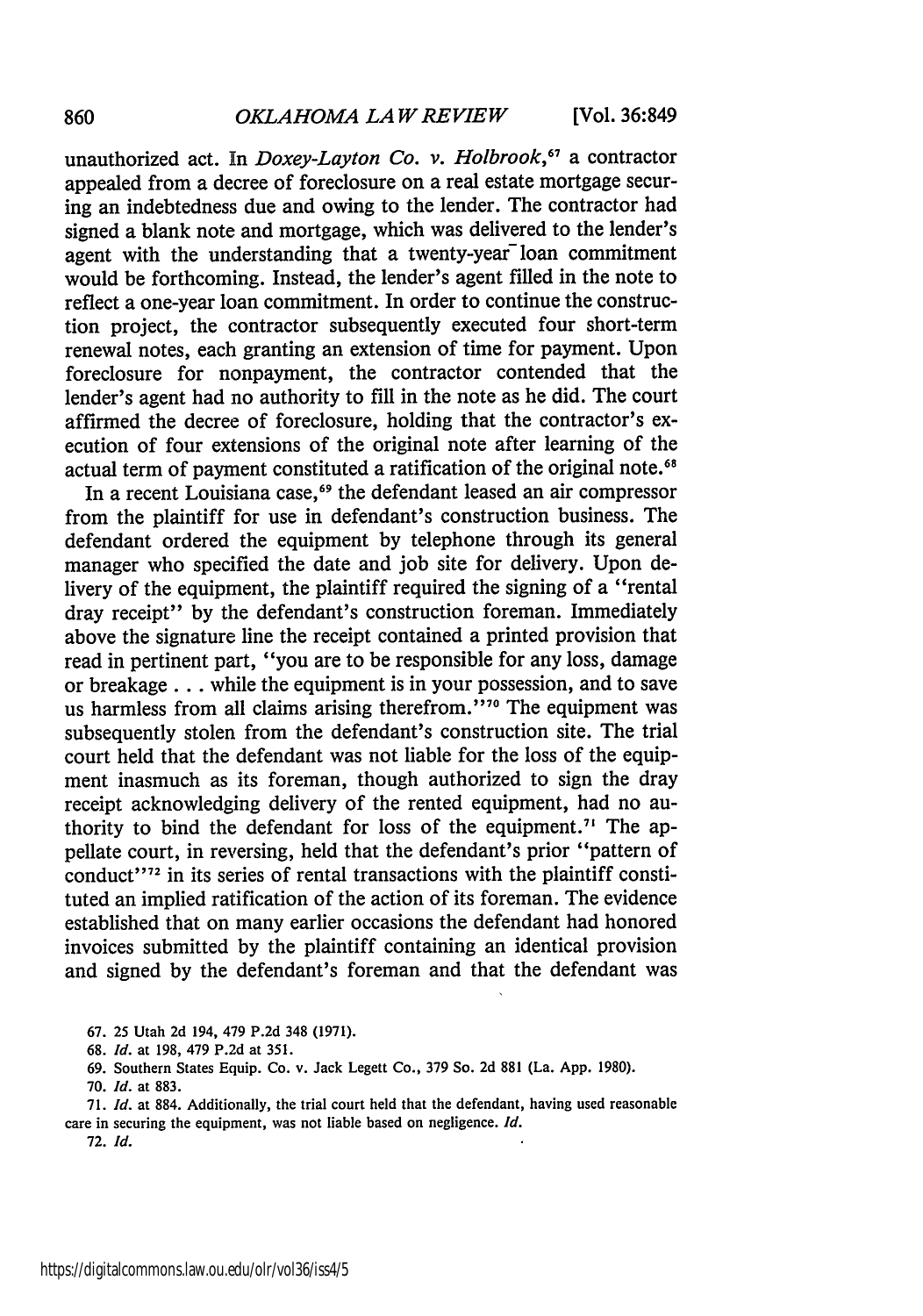unauthorized act. In *Doxey-Layton Co. v. Holbrook*,[67] a contractor appealed from a decree of foreclosure on a real estate mortgage securing an indebtedness due and owing to the lender. The contractor had signed a blank note and mortgage, which was delivered to the lender's agent with the understanding that a twenty-year loan commitment would be forthcoming. Instead, the lender's agent filled in the note to reflect a one-year loan commitment. In order to continue the construction project, the contractor subsequently executed four short-term renewal notes, each granting an extension of time for payment. Upon foreclosure for nonpayment, the contractor contended that the lender's agent had no authority to fill in the note as he did. The court affirmed the decree of foreclosure, holding that the contractor's execution of four extensions of the original note after learning of the actual term of payment constituted a ratification of the original note.[68]

In a recent Louisiana case,[69] the defendant leased an air compressor from the plaintiff for use in defendant's construction business. The defendant ordered the equipment by telephone through its general manager who specified the date and job site for delivery. Upon delivery of the equipment, the plaintiff required the signing of a "rental dray receipt" by the defendant's construction foreman. Immediately above the signature line the receipt contained a printed provision that read in pertinent part, "you are to be responsible for any loss, damage or breakage . . . while the equipment is in your possession, and to save us harmless from all claims arising therefrom."[70] The equipment was subsequently stolen from the defendant's construction site. The trial court held that the defendant was not liable for the loss of the equipment inasmuch as its foreman, though authorized to sign the dray receipt acknowledging delivery of the rented equipment, had no authority to bind the defendant for loss of the equipment.[71] The appellate court, in reversing, held that the defendant's prior "pattern of conduct"[72] in its series of rental transactions with the plaintiff constituted an implied ratification of the action of its foreman. The evidence established that on many earlier occasions the defendant had honored invoices submitted by the plaintiff containing an identical provision and signed by the defendant's foreman and that the defendant was

67. 25 Utah 2d 194, 479 P.2d 348 (1971).

68. *Id.* at 198, 479 P.2d at 351.

69. Southern States Equip. Co. v. Jack Legett Co., 379 So. 2d 881 (La. App. 1980).

70. *Id.* at 883.

71. *Id.* at 884. Additionally, the trial court held that the defendant, having used reasonable care in securing the equipment, was not liable based on negligence. *Id.*

72. *Id.*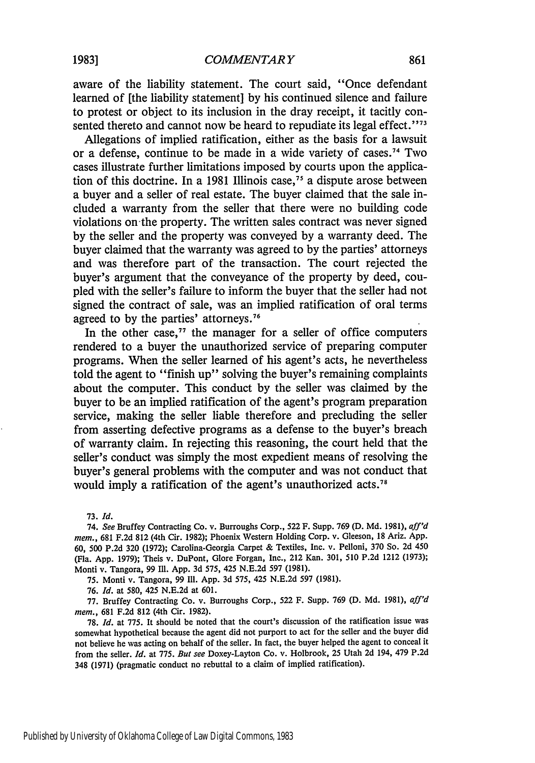aware of the liability statement. The court said, "Once defendant learned of [the liability statement] by his continued silence and failure to protest or object to its inclusion in the dray receipt, it tacitly consented thereto and cannot now be heard to repudiate its legal effect."[73]

Allegations of implied ratification, either as the basis for a lawsuit or a defense, continue to be made in a wide variety of cases.[74] Two cases illustrate further limitations imposed by courts upon the application of this doctrine. In a 1981 Illinois case,[75] a dispute arose between a buyer and a seller of real estate. The buyer claimed that the sale included a warranty from the seller that there were no building code violations on the property. The written sales contract was never signed by the seller and the property was conveyed by a warranty deed. The buyer claimed that the warranty was agreed to by the parties' attorneys and was therefore part of the transaction. The court rejected the buyer's argument that the conveyance of the property by deed, coupled with the seller's failure to inform the buyer that the seller had not signed the contract of sale, was an implied ratification of oral terms agreed to by the parties' attorneys.[76]

In the other case,[77] the manager for a seller of office computers rendered to a buyer the unauthorized service of preparing computer programs. When the seller learned of his agent's acts, he nevertheless told the agent to "finish up" solving the buyer's remaining complaints about the computer. This conduct by the seller was claimed by the buyer to be an implied ratification of the agent's program preparation service, making the seller liable therefore and precluding the seller from asserting defective programs as a defense to the buyer's breach of warranty claim. In rejecting this reasoning, the court held that the seller's conduct was simply the most expedient means of resolving the buyer's general problems with the computer and was not conduct that would imply a ratification of the agent's unauthorized acts.[78]

73. *Id.*

74. *See* Bruffey Contracting Co. v. Burroughs Corp., 522 F. Supp. 769 (D. Md. 1981), *aff'd mem.*, 681 F.2d 812 (4th Cir. 1982); Phoenix Western Holding Corp. v. Gleeson, 18 Ariz. App. 60, 500 P.2d 320 (1972); Carolina-Georgia Carpet & Textiles, Inc. v. Pelloni, 370 So. 2d 450 (Fla. App. 1979); Theis v. DuPont, Glore Forgan, Inc., 212 Kan. 301, 510 P.2d 1212 (1973); Monti v. Tangora, 99 Ill. App. 3d 575, 425 N.E.2d 597 (1981).

75. Monti v. Tangora, 99 Ill. App. 3d 575, 425 N.E.2d 597 (1981).

76. *Id.* at 580, 425 N.E.2d at 601.

77. Bruffey Contracting Co. v. Burroughs Corp., 522 F. Supp. 769 (D. Md. 1981), *aff'd mem.*, 681 F.2d 812 (4th Cir. 1982).

78. *Id.* at 775. It should be noted that the court's discussion of the ratification issue was somewhat hypothetical because the agent did not purport to act for the seller and the buyer did not believe he was acting on behalf of the seller. In fact, the buyer helped the agent to conceal it from the seller. *Id.* at 775. *But see* Doxey-Layton Co. v. Holbrook, 25 Utah 2d 194, 479 P.2d 348 (1971) (pragmatic conduct no rebuttal to a claim of implied ratification).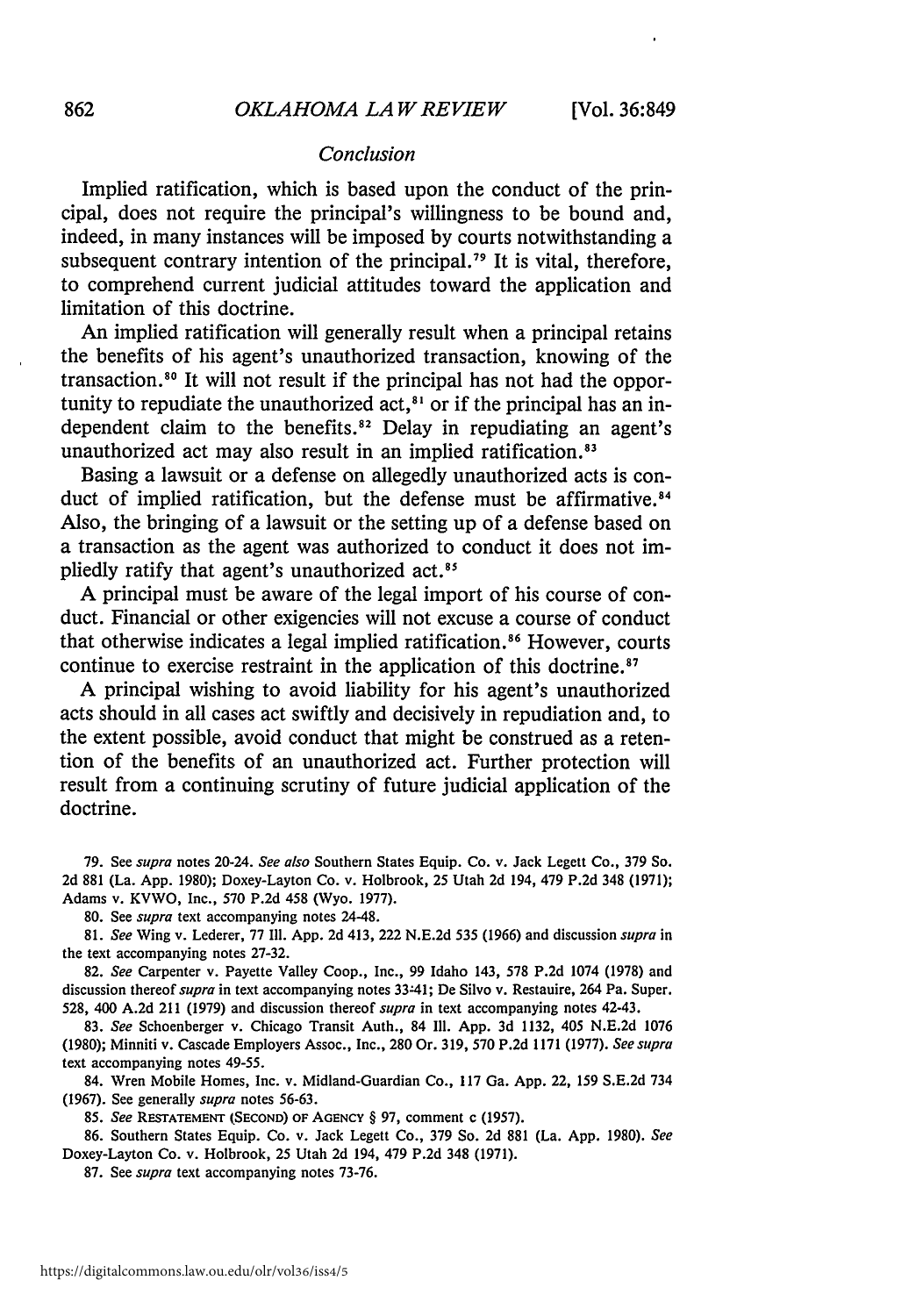## *Conclusion*

Implied ratification, which is based upon the conduct of the principal, does not require the principal's willingness to be bound and, indeed, in many instances will be imposed by courts notwithstanding a subsequent contrary intention of the principal.[79] It is vital, therefore, to comprehend current judicial attitudes toward the application and limitation of this doctrine.

An implied ratification will generally result when a principal retains the benefits of his agent's unauthorized transaction, knowing of the transaction.[80] It will not result if the principal has not had the opportunity to repudiate the unauthorized act,[81] or if the principal has an independent claim to the benefits.[82] Delay in repudiating an agent's unauthorized act may also result in an implied ratification.[83]

Basing a lawsuit or a defense on allegedly unauthorized acts is conduct of implied ratification, but the defense must be affirmative.[84] Also, the bringing of a lawsuit or the setting up of a defense based on a transaction as the agent was authorized to conduct it does not impliedly ratify that agent's unauthorized act.[85]

A principal must be aware of the legal import of his course of conduct. Financial or other exigencies will not excuse a course of conduct that otherwise indicates a legal implied ratification.[86] However, courts continue to exercise restraint in the application of this doctrine.[87]

A principal wishing to avoid liability for his agent's unauthorized acts should in all cases act swiftly and decisively in repudiation and, to the extent possible, avoid conduct that might be construed as a retention of the benefits of an unauthorized act. Further protection will result from a continuing scrutiny of future judicial application of the doctrine.

79. See *supra* notes 20-24. *See also* Southern States Equip. Co. v. Jack Legett Co., 379 So. 2d 881 (La. App. 1980); Doxey-Layton Co. v. Holbrook, 25 Utah 2d 194, 479 P.2d 348 (1971); Adams v. KVWO, Inc., 570 P.2d 458 (Wyo. 1977).

80. See *supra* text accompanying notes 24-48.

81. *See* Wing v. Lederer, 77 Ill. App. 2d 413, 222 N.E.2d 535 (1966) and discussion *supra* in the text accompanying notes 27-32.

82. *See* Carpenter v. Payette Valley Coop., Inc., 99 Idaho 143, 578 P.2d 1074 (1978) and discussion thereof *supra* in text accompanying notes 33-41; De Silvo v. Restauire, 264 Pa. Super. 528, 400 A.2d 211 (1979) and discussion thereof *supra* in text accompanying notes 42-43.

83. *See* Schoenberger v. Chicago Transit Auth., 84 Ill. App. 3d 1132, 405 N.E.2d 1076 (1980); Minniti v. Cascade Employers Assoc., Inc., 280 Or. 319, 570 P.2d 1171 (1977). *See supra* text accompanying notes 49-55.

84. Wren Mobile Homes, Inc. v. Midland-Guardian Co., 117 Ga. App. 22, 159 S.E.2d 734 (1967). See generally *supra* notes 56-63.

85. *See* RESTATEMENT (SECOND) OF AGENCY § 97, comment c (1957).

86. Southern States Equip. Co. v. Jack Legett Co., 379 So. 2d 881 (La. App. 1980). *See* Doxey-Layton Co. v. Holbrook, 25 Utah 2d 194, 479 P.2d 348 (1971).

87. See *supra* text accompanying notes 73-76.